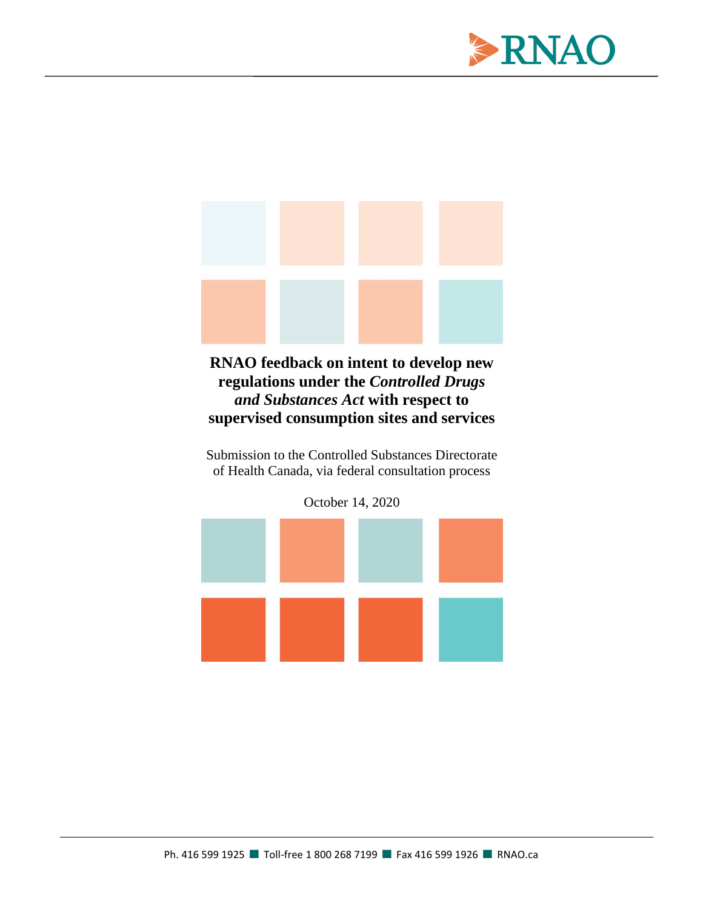# RNAO feedback on intent to develop new regulations under the *Controlled Drugs and Substances Act* with respect to supervised consumption sites and services

Submission to the Controlled Substances Directorate of Health Canada, via federal consultation process

October 14, 2020

Ph. 416 599 1925 ■ Toll-free 1 800 268 7199 ■ Fax 416 599 1926 ■ RNAO.ca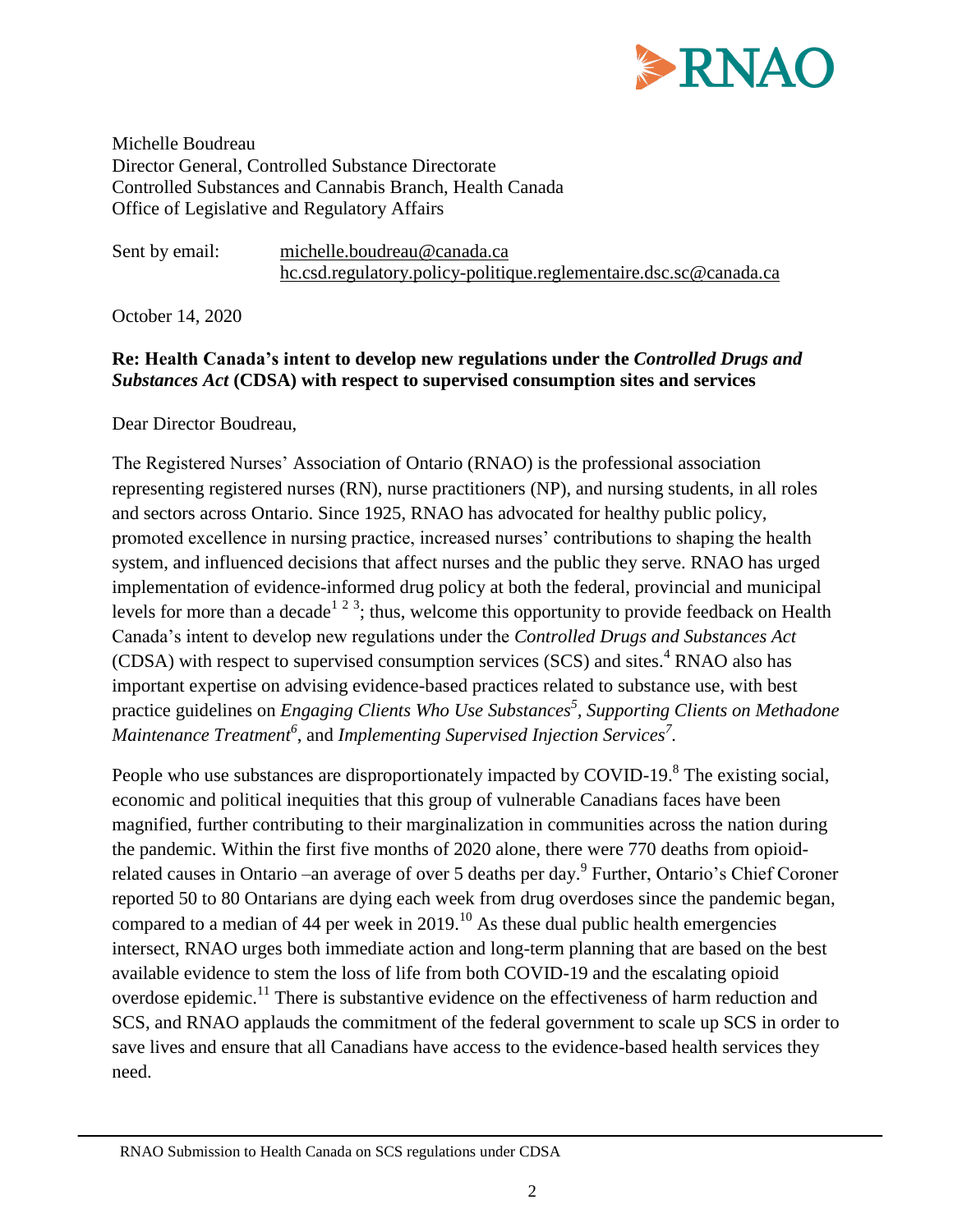Michelle Boudreau
Director General, Controlled Substance Directorate
Controlled Substances and Cannabis Branch, Health Canada
Office of Legislative and Regulatory Affairs

Sent by email: michelle.boudreau@canada.ca
hc.csd.regulatory.policy-politique.reglementaire.dsc.sc@canada.ca

October 14, 2020

**Re: Health Canada's intent to develop new regulations under the *Controlled Drugs and Substances Act* (CDSA) with respect to supervised consumption sites and services**

Dear Director Boudreau,

The Registered Nurses' Association of Ontario (RNAO) is the professional association representing registered nurses (RN), nurse practitioners (NP), and nursing students, in all roles and sectors across Ontario. Since 1925, RNAO has advocated for healthy public policy, promoted excellence in nursing practice, increased nurses' contributions to shaping the health system, and influenced decisions that affect nurses and the public they serve. RNAO has urged implementation of evidence-informed drug policy at both the federal, provincial and municipal levels for more than a decade[1 2 3]; thus, welcome this opportunity to provide feedback on Health Canada's intent to develop new regulations under the *Controlled Drugs and Substances Act* (CDSA) with respect to supervised consumption services (SCS) and sites.[4] RNAO also has important expertise on advising evidence-based practices related to substance use, with best practice guidelines on *Engaging Clients Who Use Substances*[5], *Supporting Clients on Methadone Maintenance Treatment*[6], and *Implementing Supervised Injection Services*[7].

People who use substances are disproportionately impacted by COVID-19.[8] The existing social, economic and political inequities that this group of vulnerable Canadians faces have been magnified, further contributing to their marginalization in communities across the nation during the pandemic. Within the first five months of 2020 alone, there were 770 deaths from opioid-related causes in Ontario –an average of over 5 deaths per day.[9] Further, Ontario's Chief Coroner reported 50 to 80 Ontarians are dying each week from drug overdoses since the pandemic began, compared to a median of 44 per week in 2019.[10] As these dual public health emergencies intersect, RNAO urges both immediate action and long-term planning that are based on the best available evidence to stem the loss of life from both COVID-19 and the escalating opioid overdose epidemic.[11] There is substantive evidence on the effectiveness of harm reduction and SCS, and RNAO applauds the commitment of the federal government to scale up SCS in order to save lives and ensure that all Canadians have access to the evidence-based health services they need.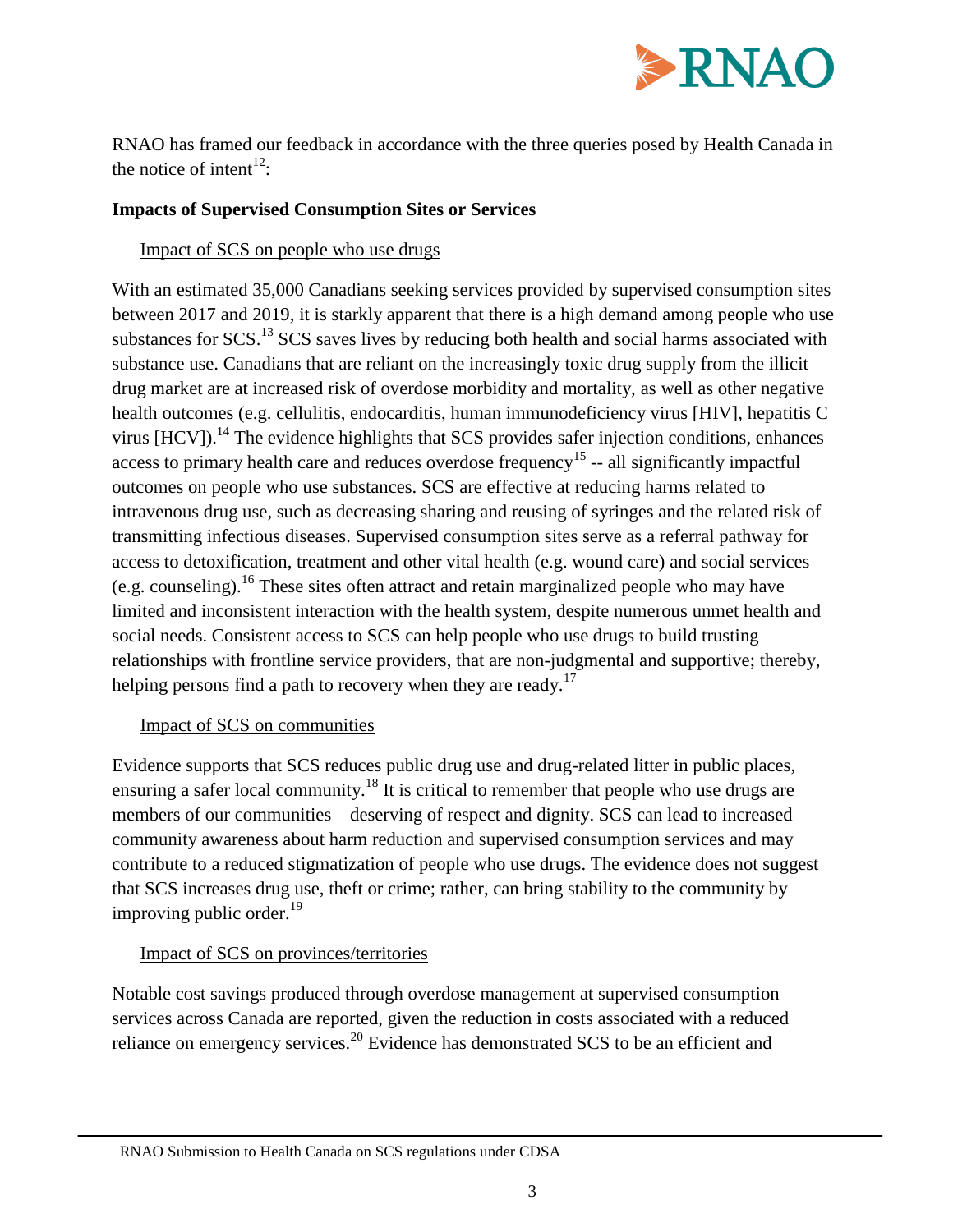RNAO has framed our feedback in accordance with the three queries posed by Health Canada in the notice of intent[12]:

**Impacts of Supervised Consumption Sites or Services**

<u>Impact of SCS on people who use drugs</u>

With an estimated 35,000 Canadians seeking services provided by supervised consumption sites between 2017 and 2019, it is starkly apparent that there is a high demand among people who use substances for SCS.[13] SCS saves lives by reducing both health and social harms associated with substance use. Canadians that are reliant on the increasingly toxic drug supply from the illicit drug market are at increased risk of overdose morbidity and mortality, as well as other negative health outcomes (e.g. cellulitis, endocarditis, human immunodeficiency virus [HIV], hepatitis C virus [HCV]).[14] The evidence highlights that SCS provides safer injection conditions, enhances access to primary health care and reduces overdose frequency[15] -- all significantly impactful outcomes on people who use substances. SCS are effective at reducing harms related to intravenous drug use, such as decreasing sharing and reusing of syringes and the related risk of transmitting infectious diseases. Supervised consumption sites serve as a referral pathway for access to detoxification, treatment and other vital health (e.g. wound care) and social services (e.g. counseling).[16] These sites often attract and retain marginalized people who may have limited and inconsistent interaction with the health system, despite numerous unmet health and social needs. Consistent access to SCS can help people who use drugs to build trusting relationships with frontline service providers, that are non-judgmental and supportive; thereby, helping persons find a path to recovery when they are ready.[17]

<u>Impact of SCS on communities</u>

Evidence supports that SCS reduces public drug use and drug-related litter in public places, ensuring a safer local community.[18] It is critical to remember that people who use drugs are members of our communities—deserving of respect and dignity. SCS can lead to increased community awareness about harm reduction and supervised consumption services and may contribute to a reduced stigmatization of people who use drugs. The evidence does not suggest that SCS increases drug use, theft or crime; rather, can bring stability to the community by improving public order.[19]

<u>Impact of SCS on provinces/territories</u>

Notable cost savings produced through overdose management at supervised consumption services across Canada are reported, given the reduction in costs associated with a reduced reliance on emergency services.[20] Evidence has demonstrated SCS to be an efficient and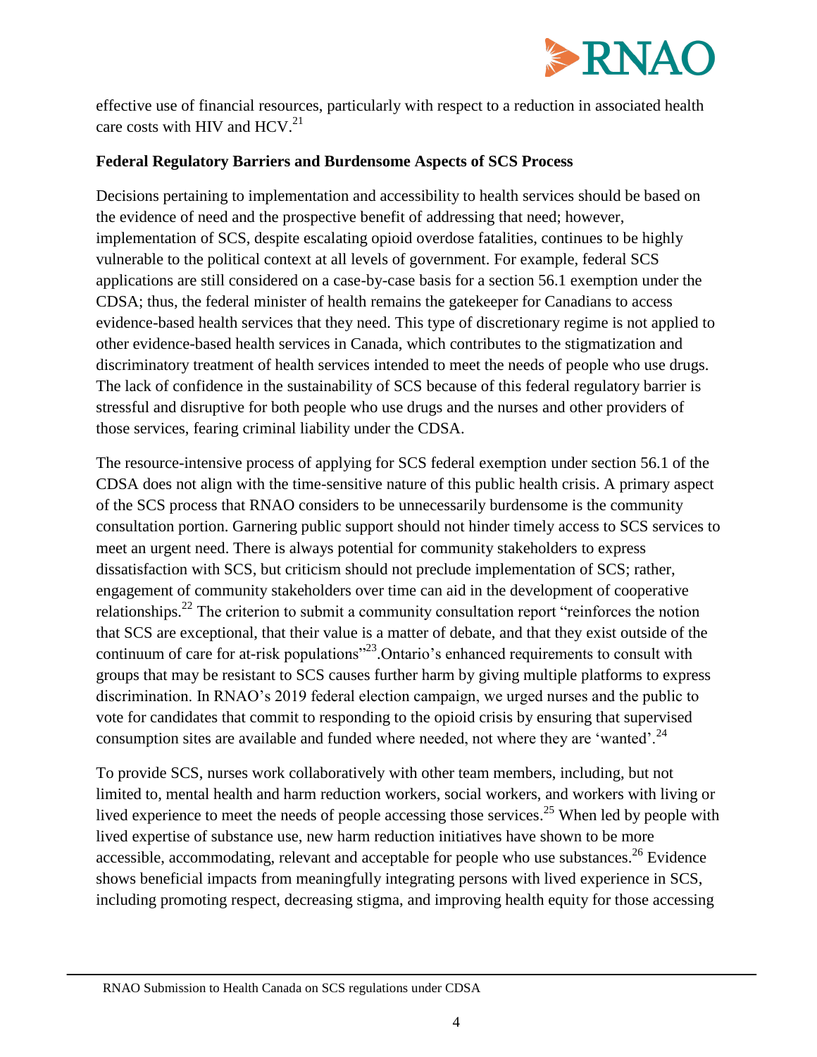effective use of financial resources, particularly with respect to a reduction in associated health care costs with HIV and HCV.[21]

**Federal Regulatory Barriers and Burdensome Aspects of SCS Process**

Decisions pertaining to implementation and accessibility to health services should be based on the evidence of need and the prospective benefit of addressing that need; however, implementation of SCS, despite escalating opioid overdose fatalities, continues to be highly vulnerable to the political context at all levels of government. For example, federal SCS applications are still considered on a case-by-case basis for a section 56.1 exemption under the CDSA; thus, the federal minister of health remains the gatekeeper for Canadians to access evidence-based health services that they need. This type of discretionary regime is not applied to other evidence-based health services in Canada, which contributes to the stigmatization and discriminatory treatment of health services intended to meet the needs of people who use drugs. The lack of confidence in the sustainability of SCS because of this federal regulatory barrier is stressful and disruptive for both people who use drugs and the nurses and other providers of those services, fearing criminal liability under the CDSA.

The resource-intensive process of applying for SCS federal exemption under section 56.1 of the CDSA does not align with the time-sensitive nature of this public health crisis. A primary aspect of the SCS process that RNAO considers to be unnecessarily burdensome is the community consultation portion. Garnering public support should not hinder timely access to SCS services to meet an urgent need. There is always potential for community stakeholders to express dissatisfaction with SCS, but criticism should not preclude implementation of SCS; rather, engagement of community stakeholders over time can aid in the development of cooperative relationships.[22] The criterion to submit a community consultation report "reinforces the notion that SCS are exceptional, that their value is a matter of debate, and that they exist outside of the continuum of care for at-risk populations"[23].Ontario's enhanced requirements to consult with groups that may be resistant to SCS causes further harm by giving multiple platforms to express discrimination. In RNAO's 2019 federal election campaign, we urged nurses and the public to vote for candidates that commit to responding to the opioid crisis by ensuring that supervised consumption sites are available and funded where needed, not where they are 'wanted'.[24]

To provide SCS, nurses work collaboratively with other team members, including, but not limited to, mental health and harm reduction workers, social workers, and workers with living or lived experience to meet the needs of people accessing those services.[25] When led by people with lived expertise of substance use, new harm reduction initiatives have shown to be more accessible, accommodating, relevant and acceptable for people who use substances.[26] Evidence shows beneficial impacts from meaningfully integrating persons with lived experience in SCS, including promoting respect, decreasing stigma, and improving health equity for those accessing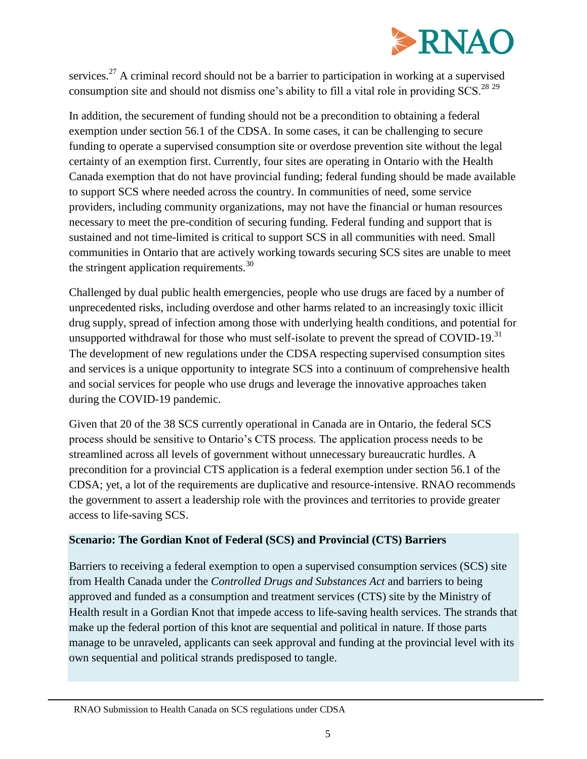services.[27] A criminal record should not be a barrier to participation in working at a supervised consumption site and should not dismiss one's ability to fill a vital role in providing SCS.[28 29]

In addition, the securement of funding should not be a precondition to obtaining a federal exemption under section 56.1 of the CDSA. In some cases, it can be challenging to secure funding to operate a supervised consumption site or overdose prevention site without the legal certainty of an exemption first. Currently, four sites are operating in Ontario with the Health Canada exemption that do not have provincial funding; federal funding should be made available to support SCS where needed across the country. In communities of need, some service providers, including community organizations, may not have the financial or human resources necessary to meet the pre-condition of securing funding. Federal funding and support that is sustained and not time-limited is critical to support SCS in all communities with need. Small communities in Ontario that are actively working towards securing SCS sites are unable to meet the stringent application requirements.[30]

Challenged by dual public health emergencies, people who use drugs are faced by a number of unprecedented risks, including overdose and other harms related to an increasingly toxic illicit drug supply, spread of infection among those with underlying health conditions, and potential for unsupported withdrawal for those who must self-isolate to prevent the spread of COVID-19.[31] The development of new regulations under the CDSA respecting supervised consumption sites and services is a unique opportunity to integrate SCS into a continuum of comprehensive health and social services for people who use drugs and leverage the innovative approaches taken during the COVID-19 pandemic.

Given that 20 of the 38 SCS currently operational in Canada are in Ontario, the federal SCS process should be sensitive to Ontario's CTS process. The application process needs to be streamlined across all levels of government without unnecessary bureaucratic hurdles. A precondition for a provincial CTS application is a federal exemption under section 56.1 of the CDSA; yet, a lot of the requirements are duplicative and resource-intensive. RNAO recommends the government to assert a leadership role with the provinces and territories to provide greater access to life-saving SCS.

**Scenario: The Gordian Knot of Federal (SCS) and Provincial (CTS) Barriers**

Barriers to receiving a federal exemption to open a supervised consumption services (SCS) site from Health Canada under the *Controlled Drugs and Substances Act* and barriers to being approved and funded as a consumption and treatment services (CTS) site by the Ministry of Health result in a Gordian Knot that impede access to life-saving health services. The strands that make up the federal portion of this knot are sequential and political in nature. If those parts manage to be unraveled, applicants can seek approval and funding at the provincial level with its own sequential and political strands predisposed to tangle.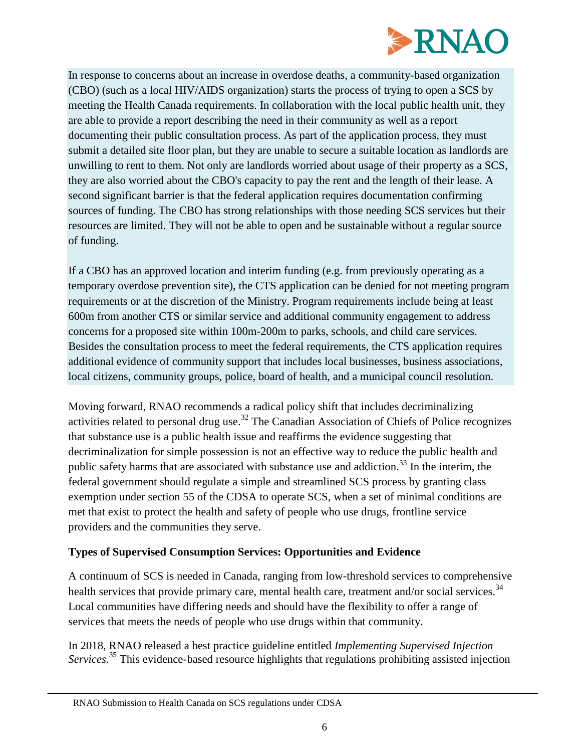In response to concerns about an increase in overdose deaths, a community-based organization (CBO) (such as a local HIV/AIDS organization) starts the process of trying to open a SCS by meeting the Health Canada requirements. In collaboration with the local public health unit, they are able to provide a report describing the need in their community as well as a report documenting their public consultation process. As part of the application process, they must submit a detailed site floor plan, but they are unable to secure a suitable location as landlords are unwilling to rent to them. Not only are landlords worried about usage of their property as a SCS, they are also worried about the CBO's capacity to pay the rent and the length of their lease. A second significant barrier is that the federal application requires documentation confirming sources of funding. The CBO has strong relationships with those needing SCS services but their resources are limited. They will not be able to open and be sustainable without a regular source of funding.

If a CBO has an approved location and interim funding (e.g. from previously operating as a temporary overdose prevention site), the CTS application can be denied for not meeting program requirements or at the discretion of the Ministry. Program requirements include being at least 600m from another CTS or similar service and additional community engagement to address concerns for a proposed site within 100m-200m to parks, schools, and child care services. Besides the consultation process to meet the federal requirements, the CTS application requires additional evidence of community support that includes local businesses, business associations, local citizens, community groups, police, board of health, and a municipal council resolution.

Moving forward, RNAO recommends a radical policy shift that includes decriminalizing activities related to personal drug use.[32] The Canadian Association of Chiefs of Police recognizes that substance use is a public health issue and reaffirms the evidence suggesting that decriminalization for simple possession is not an effective way to reduce the public health and public safety harms that are associated with substance use and addiction.[33] In the interim, the federal government should regulate a simple and streamlined SCS process by granting class exemption under section 55 of the CDSA to operate SCS, when a set of minimal conditions are met that exist to protect the health and safety of people who use drugs, frontline service providers and the communities they serve.

**Types of Supervised Consumption Services: Opportunities and Evidence**

A continuum of SCS is needed in Canada, ranging from low-threshold services to comprehensive health services that provide primary care, mental health care, treatment and/or social services.[34] Local communities have differing needs and should have the flexibility to offer a range of services that meets the needs of people who use drugs within that community.

In 2018, RNAO released a best practice guideline entitled *Implementing Supervised Injection Services*.[35] This evidence-based resource highlights that regulations prohibiting assisted injection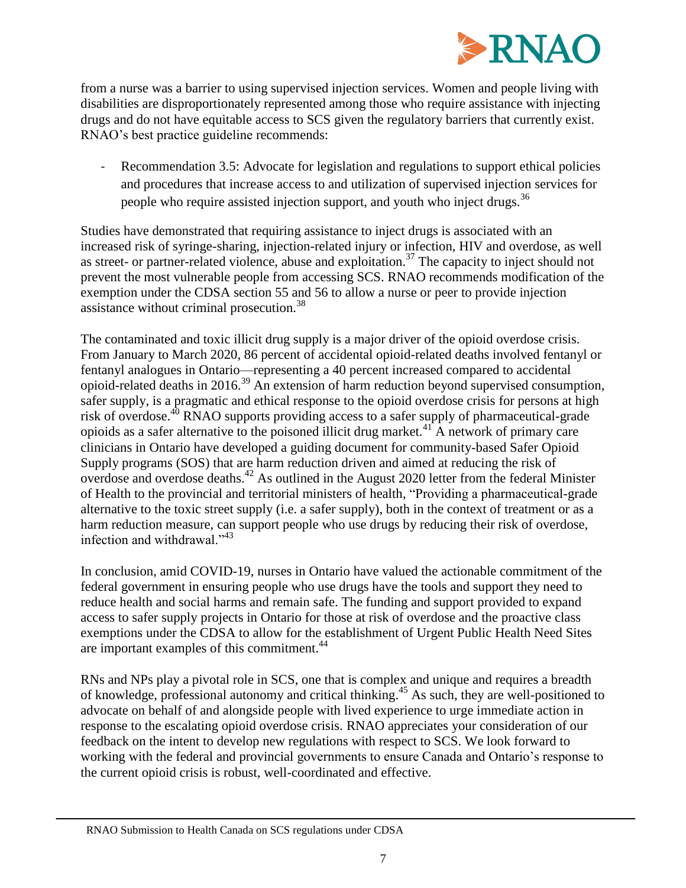from a nurse was a barrier to using supervised injection services. Women and people living with disabilities are disproportionately represented among those who require assistance with injecting drugs and do not have equitable access to SCS given the regulatory barriers that currently exist. RNAO's best practice guideline recommends:

- Recommendation 3.5: Advocate for legislation and regulations to support ethical policies and procedures that increase access to and utilization of supervised injection services for people who require assisted injection support, and youth who inject drugs.[36]

Studies have demonstrated that requiring assistance to inject drugs is associated with an increased risk of syringe-sharing, injection-related injury or infection, HIV and overdose, as well as street- or partner-related violence, abuse and exploitation.[37] The capacity to inject should not prevent the most vulnerable people from accessing SCS. RNAO recommends modification of the exemption under the CDSA section 55 and 56 to allow a nurse or peer to provide injection assistance without criminal prosecution.[38]

The contaminated and toxic illicit drug supply is a major driver of the opioid overdose crisis. From January to March 2020, 86 percent of accidental opioid-related deaths involved fentanyl or fentanyl analogues in Ontario—representing a 40 percent increased compared to accidental opioid-related deaths in 2016.[39] An extension of harm reduction beyond supervised consumption, safer supply, is a pragmatic and ethical response to the opioid overdose crisis for persons at high risk of overdose.[40] RNAO supports providing access to a safer supply of pharmaceutical-grade opioids as a safer alternative to the poisoned illicit drug market.[41] A network of primary care clinicians in Ontario have developed a guiding document for community-based Safer Opioid Supply programs (SOS) that are harm reduction driven and aimed at reducing the risk of overdose and overdose deaths.[42] As outlined in the August 2020 letter from the federal Minister of Health to the provincial and territorial ministers of health, "Providing a pharmaceutical-grade alternative to the toxic street supply (i.e. a safer supply), both in the context of treatment or as a harm reduction measure, can support people who use drugs by reducing their risk of overdose, infection and withdrawal."[43]

In conclusion, amid COVID-19, nurses in Ontario have valued the actionable commitment of the federal government in ensuring people who use drugs have the tools and support they need to reduce health and social harms and remain safe. The funding and support provided to expand access to safer supply projects in Ontario for those at risk of overdose and the proactive class exemptions under the CDSA to allow for the establishment of Urgent Public Health Need Sites are important examples of this commitment.[44]

RNs and NPs play a pivotal role in SCS, one that is complex and unique and requires a breadth of knowledge, professional autonomy and critical thinking.[45] As such, they are well-positioned to advocate on behalf of and alongside people with lived experience to urge immediate action in response to the escalating opioid overdose crisis. RNAO appreciates your consideration of our feedback on the intent to develop new regulations with respect to SCS. We look forward to working with the federal and provincial governments to ensure Canada and Ontario's response to the current opioid crisis is robust, well-coordinated and effective.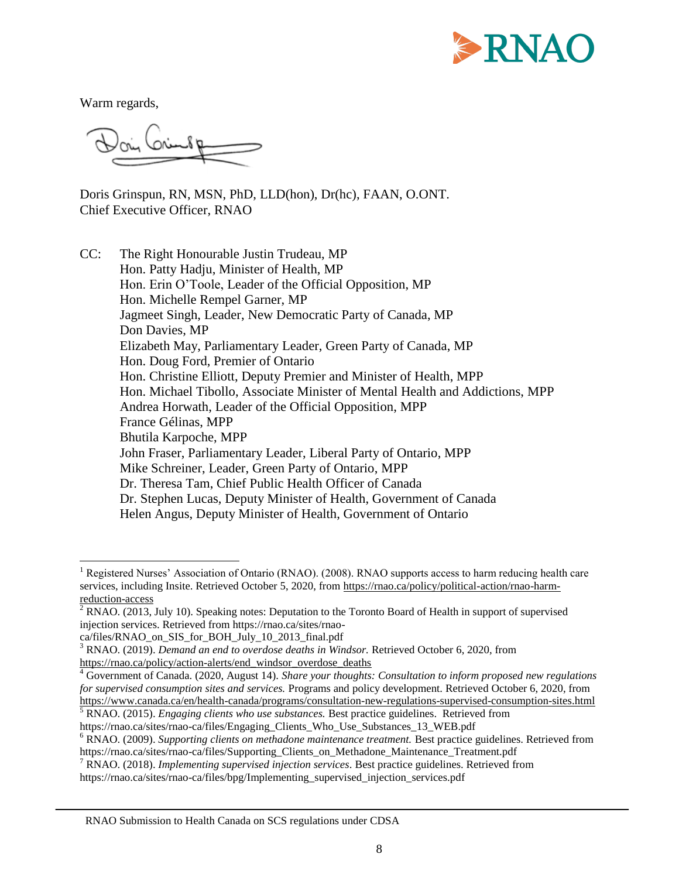Warm regards,

Doris Grinspun, RN, MSN, PhD, LLD(hon), Dr(hc), FAAN, O.ONT.
Chief Executive Officer, RNAO

CC: The Right Honourable Justin Trudeau, MP
Hon. Patty Hadju, Minister of Health, MP
Hon. Erin O'Toole, Leader of the Official Opposition, MP
Hon. Michelle Rempel Garner, MP
Jagmeet Singh, Leader, New Democratic Party of Canada, MP
Don Davies, MP
Elizabeth May, Parliamentary Leader, Green Party of Canada, MP
Hon. Doug Ford, Premier of Ontario
Hon. Christine Elliott, Deputy Premier and Minister of Health, MPP
Hon. Michael Tibollo, Associate Minister of Mental Health and Addictions, MPP
Andrea Horwath, Leader of the Official Opposition, MPP
France Gélinas, MPP
Bhutila Karpoche, MPP
John Fraser, Parliamentary Leader, Liberal Party of Ontario, MPP
Mike Schreiner, Leader, Green Party of Ontario, MPP
Dr. Theresa Tam, Chief Public Health Officer of Canada
Dr. Stephen Lucas, Deputy Minister of Health, Government of Canada
Helen Angus, Deputy Minister of Health, Government of Ontario

---

[1] Registered Nurses' Association of Ontario (RNAO). (2008). RNAO supports access to harm reducing health care services, including Insite. Retrieved October 5, 2020, from https://rnao.ca/policy/political-action/rnao-harm-reduction-access

[2] RNAO. (2013, July 10). Speaking notes: Deputation to the Toronto Board of Health in support of supervised injection services. Retrieved from https://rnao.ca/sites/rnao-ca/files/RNAO_on_SIS_for_BOH_July_10_2013_final.pdf

[3] RNAO. (2019). *Demand an end to overdose deaths in Windsor.* Retrieved October 6, 2020, from https://rnao.ca/policy/action-alerts/end_windsor_overdose_deaths

[4] Government of Canada. (2020, August 14). *Share your thoughts: Consultation to inform proposed new regulations for supervised consumption sites and services.* Programs and policy development. Retrieved October 6, 2020, from https://www.canada.ca/en/health-canada/programs/consultation-new-regulations-supervised-consumption-sites.html

[5] RNAO. (2015). *Engaging clients who use substances.* Best practice guidelines. Retrieved from https://rnao.ca/sites/rnao-ca/files/Engaging_Clients_Who_Use_Substances_13_WEB.pdf

[6] RNAO. (2009). *Supporting clients on methadone maintenance treatment.* Best practice guidelines. Retrieved from https://rnao.ca/sites/rnao-ca/files/Supporting_Clients_on_Methadone_Maintenance_Treatment.pdf

[7] RNAO. (2018). *Implementing supervised injection services*. Best practice guidelines. Retrieved from https://rnao.ca/sites/rnao-ca/files/bpg/Implementing_supervised_injection_services.pdf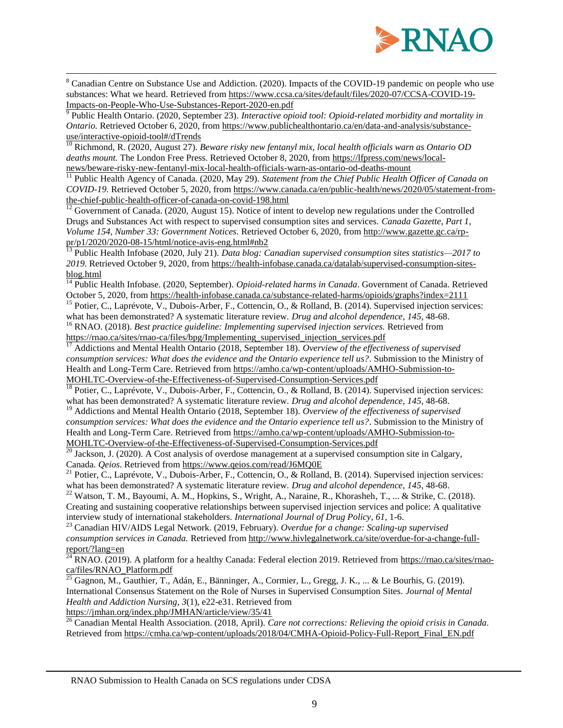[8] Canadian Centre on Substance Use and Addiction. (2020). Impacts of the COVID-19 pandemic on people who use substances: What we heard. Retrieved from https://www.ccsa.ca/sites/default/files/2020-07/CCSA-COVID-19-Impacts-on-People-Who-Use-Substances-Report-2020-en.pdf

[9] Public Health Ontario. (2020, September 23). *Interactive opioid tool: Opioid-related morbidity and mortality in Ontario.* Retrieved October 6, 2020, from https://www.publichealthontario.ca/en/data-and-analysis/substance-use/interactive-opioid-tool#/dTrends

[10] Richmond, R. (2020, August 27). *Beware risky new fentanyl mix, local health officials warn as Ontario OD deaths mount.* The London Free Press. Retrieved October 8, 2020, from https://lfpress.com/news/local-news/beware-risky-new-fentanyl-mix-local-health-officials-warn-as-ontario-od-deaths-mount

[11] Public Health Agency of Canada. (2020, May 29). *Statement from the Chief Public Health Officer of Canada on COVID-19.* Retrieved October 5, 2020, from https://www.canada.ca/en/public-health/news/2020/05/statement-from-the-chief-public-health-officer-of-canada-on-covid-198.html

[12] Government of Canada. (2020, August 15). Notice of intent to develop new regulations under the Controlled Drugs and Substances Act with respect to supervised consumption sites and services. *Canada Gazette, Part 1, Volume 154, Number 33: Government Notices.* Retrieved October 6, 2020, from http://www.gazette.gc.ca/rp-pr/p1/2020/2020-08-15/html/notice-avis-eng.html#nb2

[13] Public Health Infobase (2020, July 21). *Data blog: Canadian supervised consumption sites statistics—2017 to 2019.* Retrieved October 9, 2020, from https://health-infobase.canada.ca/datalab/supervised-consumption-sites-blog.html

[14] Public Health Infobase. (2020, September). *Opioid-related harms in Canada*. Government of Canada. Retrieved October 5, 2020, from https://health-infobase.canada.ca/substance-related-harms/opioids/graphs?index=2111

[15] Potier, C., Laprévote, V., Dubois-Arber, F., Cottencin, O., & Rolland, B. (2014). Supervised injection services: what has been demonstrated? A systematic literature review. *Drug and alcohol dependence*, *145*, 48-68.

[16] RNAO. (2018). *Best practice guideline: Implementing supervised injection services.* Retrieved from https://rnao.ca/sites/rnao-ca/files/bpg/Implementing_supervised_injection_services.pdf

[17] Addictions and Mental Health Ontario (2018, September 18). *Overview of the effectiveness of supervised consumption services: What does the evidence and the Ontario experience tell us?*. Submission to the Ministry of Health and Long-Term Care. Retrieved from https://amho.ca/wp-content/uploads/AMHO-Submission-to-MOHLTC-Overview-of-the-Effectiveness-of-Supervised-Consumption-Services.pdf

[18] Potier, C., Laprévote, V., Dubois-Arber, F., Cottencin, O., & Rolland, B. (2014). Supervised injection services: what has been demonstrated? A systematic literature review. *Drug and alcohol dependence*, *145*, 48-68.

[19] Addictions and Mental Health Ontario (2018, September 18). *Overview of the effectiveness of supervised consumption services: What does the evidence and the Ontario experience tell us?*. Submission to the Ministry of Health and Long-Term Care. Retrieved from https://amho.ca/wp-content/uploads/AMHO-Submission-to-MOHLTC-Overview-of-the-Effectiveness-of-Supervised-Consumption-Services.pdf

[20] Jackson, J. (2020). A Cost analysis of overdose management at a supervised consumption site in Calgary, Canada. *Qeios*. Retrieved from https://www.qeios.com/read/J6MQ0E

[21] Potier, C., Laprévote, V., Dubois-Arber, F., Cottencin, O., & Rolland, B. (2014). Supervised injection services: what has been demonstrated? A systematic literature review. *Drug and alcohol dependence*, *145*, 48-68.

[22] Watson, T. M., Bayoumi, A. M., Hopkins, S., Wright, A., Naraine, R., Khorasheh, T., ... & Strike, C. (2018). Creating and sustaining cooperative relationships between supervised injection services and police: A qualitative interview study of international stakeholders. *International Journal of Drug Policy*, *61*, 1-6.

[23] Canadian HIV/AIDS Legal Network. (2019, February). *Overdue for a change: Scaling-up supervised consumption services in Canada.* Retrieved from http://www.hivlegalnetwork.ca/site/overdue-for-a-change-full-report/?lang=en

[24] RNAO. (2019). A platform for a healthy Canada: Federal election 2019. Retrieved from https://rnao.ca/sites/rnao-ca/files/RNAO_Platform.pdf

[25] Gagnon, M., Gauthier, T., Adán, E., Bänninger, A., Cormier, L., Gregg, J. K., ... & Le Bourhis, G. (2019). International Consensus Statement on the Role of Nurses in Supervised Consumption Sites. *Journal of Mental Health and Addiction Nursing*, *3*(1), e22-e31. Retrieved from https://jmhan.org/index.php/JMHAN/article/view/35/41

[26] Canadian Mental Health Association. (2018, April). *Care not corrections: Relieving the opioid crisis in Canada.* Retrieved from https://cmha.ca/wp-content/uploads/2018/04/CMHA-Opioid-Policy-Full-Report_Final_EN.pdf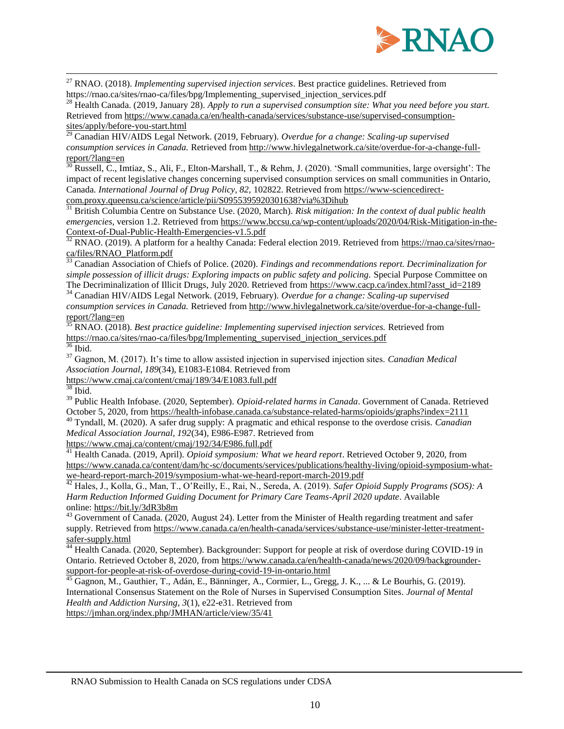[27] RNAO. (2018). *Implementing supervised injection services*. Best practice guidelines. Retrieved from https://rnao.ca/sites/rnao-ca/files/bpg/Implementing_supervised_injection_services.pdf

[28] Health Canada. (2019, January 28). *Apply to run a supervised consumption site: What you need before you start.* Retrieved from https://www.canada.ca/en/health-canada/services/substance-use/supervised-consumption-sites/apply/before-you-start.html

[29] Canadian HIV/AIDS Legal Network. (2019, February). *Overdue for a change: Scaling-up supervised consumption services in Canada.* Retrieved from http://www.hivlegalnetwork.ca/site/overdue-for-a-change-full-report/?lang=en

[30] Russell, C., Imtiaz, S., Ali, F., Elton-Marshall, T., & Rehm, J. (2020). 'Small communities, large oversight': The impact of recent legislative changes concerning supervised consumption services on small communities in Ontario, Canada. *International Journal of Drug Policy, 82,* 102822. Retrieved from https://www-sciencedirect-com.proxy.queensu.ca/science/article/pii/S0955395920301638?via%3Dihub

[31] British Columbia Centre on Substance Use. (2020, March). *Risk mitigation: In the context of dual public health emergencies*, version 1.2. Retrieved from https://www.bccsu.ca/wp-content/uploads/2020/04/Risk-Mitigation-in-the-Context-of-Dual-Public-Health-Emergencies-v1.5.pdf

[32] RNAO. (2019). A platform for a healthy Canada: Federal election 2019. Retrieved from https://rnao.ca/sites/rnao-ca/files/RNAO_Platform.pdf

[33] Canadian Association of Chiefs of Police. (2020). *Findings and recommendations report. Decriminalization for simple possession of illicit drugs: Exploring impacts on public safety and policing.* Special Purpose Committee on The Decriminalization of Illicit Drugs, July 2020. Retrieved from https://www.cacp.ca/index.html?asst_id=2189

[34] Canadian HIV/AIDS Legal Network. (2019, February). *Overdue for a change: Scaling-up supervised consumption services in Canada.* Retrieved from http://www.hivlegalnetwork.ca/site/overdue-for-a-change-full-report/?lang=en

[35] RNAO. (2018). *Best practice guideline: Implementing supervised injection services.* Retrieved from https://rnao.ca/sites/rnao-ca/files/bpg/Implementing_supervised_injection_services.pdf

[36] Ibid.

[37] Gagnon, M. (2017). It's time to allow assisted injection in supervised injection sites. *Canadian Medical Association Journal, 189*(34), E1083-E1084. Retrieved from https://www.cmaj.ca/content/cmaj/189/34/E1083.full.pdf

[38] Ibid.

[39] Public Health Infobase. (2020, September). *Opioid-related harms in Canada*. Government of Canada. Retrieved October 5, 2020, from https://health-infobase.canada.ca/substance-related-harms/opioids/graphs?index=2111

[40] Tyndall, M. (2020). A safer drug supply: A pragmatic and ethical response to the overdose crisis. *Canadian Medical Association Journal, 192*(34), E986-E987. Retrieved from https://www.cmaj.ca/content/cmaj/192/34/E986.full.pdf

[41] Health Canada. (2019, April). *Opioid symposium: What we heard report*. Retrieved October 9, 2020, from https://www.canada.ca/content/dam/hc-sc/documents/services/publications/healthy-living/opioid-symposium-what-we-heard-report-march-2019/symposium-what-we-heard-report-march-2019.pdf

[42] Hales, J., Kolla, G., Man, T., O'Reilly, E., Rai, N., Sereda, A. (2019). *Safer Opioid Supply Programs (SOS): A Harm Reduction Informed Guiding Document for Primary Care Teams-April 2020 update*. Available online: https://bit.ly/3dR3b8m

[43] Government of Canada. (2020, August 24). Letter from the Minister of Health regarding treatment and safer supply. Retrieved from https://www.canada.ca/en/health-canada/services/substance-use/minister-letter-treatment-safer-supply.html

[44] Health Canada. (2020, September). Backgrounder: Support for people at risk of overdose during COVID-19 in Ontario. Retrieved October 8, 2020, from https://www.canada.ca/en/health-canada/news/2020/09/backgrounder-support-for-people-at-risk-of-overdose-during-covid-19-in-ontario.html

[45] Gagnon, M., Gauthier, T., Adán, E., Bänninger, A., Cormier, L., Gregg, J. K., ... & Le Bourhis, G. (2019). International Consensus Statement on the Role of Nurses in Supervised Consumption Sites. *Journal of Mental Health and Addiction Nursing*, *3*(1), e22-e31. Retrieved from https://jmhan.org/index.php/JMHAN/article/view/35/41